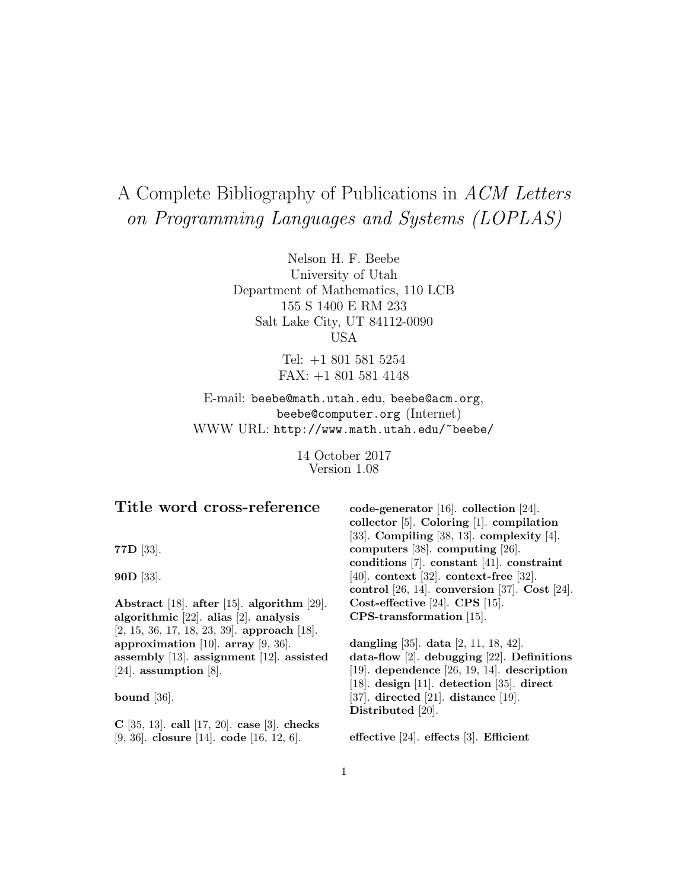# A Complete Bibliography of Publications in *ACM Letters on Programming Languages and Systems (LOPLAS)*

Nelson H. F. Beebe
University of Utah
Department of Mathematics, 110 LCB
155 S 1400 E RM 233
Salt Lake City, UT 84112-0090
USA

Tel: +1 801 581 5254
FAX: +1 801 581 4148

E-mail: `beebe@math.utah.edu`, `beebe@acm.org`, `beebe@computer.org` (Internet)
WWW URL: `http://www.math.utah.edu/~beebe/`

14 October 2017
Version 1.08

## Title word cross-reference

**77D** [33].

**90D** [33].

**Abstract** [18]. **after** [15]. **algorithm** [29]. **algorithmic** [22]. **alias** [2]. **analysis** [2, 15, 36, 17, 18, 23, 39]. **approach** [18]. **approximation** [10]. **array** [9, 36]. **assembly** [13]. **assignment** [12]. **assisted** [24]. **assumption** [8].

**bound** [36].

**C** [35, 13]. **call** [17, 20]. **case** [3]. **checks** [9, 36]. **closure** [14]. **code** [16, 12, 6]. **code-generator** [16]. **collection** [24]. **collector** [5]. **Coloring** [1]. **compilation** [33]. **Compiling** [38, 13]. **complexity** [4]. **computers** [38]. **computing** [26]. **conditions** [7]. **constant** [41]. **constraint** [40]. **context** [32]. **context-free** [32]. **control** [26, 14]. **conversion** [37]. **Cost** [24]. **Cost-effective** [24]. **CPS** [15]. **CPS-transformation** [15].

**dangling** [35]. **data** [2, 11, 18, 42]. **data-flow** [2]. **debugging** [22]. **Definitions** [19]. **dependence** [26, 19, 14]. **description** [18]. **design** [11]. **detection** [35]. **direct** [37]. **directed** [21]. **distance** [19]. **Distributed** [20].

**effective** [24]. **effects** [3]. **Efficient**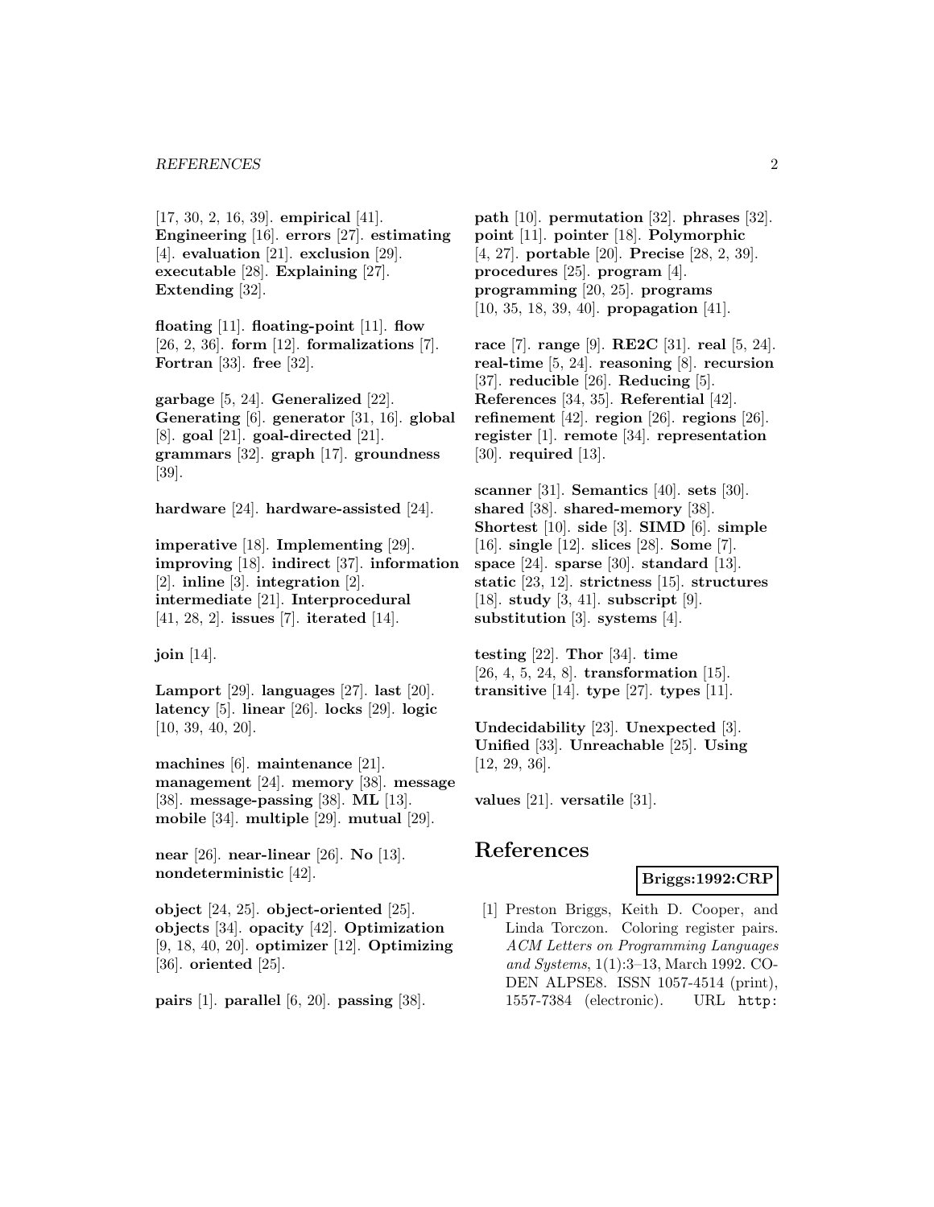[17, 30, 2, 16, 39]. **empirical** [41]. **Engineering** [16]. **errors** [27]. **estimating** [4]. **evaluation** [21]. **exclusion** [29]. **executable** [28]. **Explaining** [27]. **Extending** [32].

**floating** [11]. **floating-point** [11]. **flow** [26, 2, 36]. **form** [12]. **formalizations** [7]. **Fortran** [33]. **free** [32].

**garbage** [5, 24]. **Generalized** [22]. **Generating** [6]. **generator** [31, 16]. **global** [8]. **goal** [21]. **goal-directed** [21]. **grammars** [32]. **graph** [17]. **groundness** [39].

**hardware** [24]. **hardware-assisted** [24].

**imperative** [18]. **Implementing** [29]. **improving** [18]. **indirect** [37]. **information** [2]. **inline** [3]. **integration** [2]. **intermediate** [21]. **Interprocedural** [41, 28, 2]. **issues** [7]. **iterated** [14].

**join** [14].

**Lamport** [29]. **languages** [27]. **last** [20]. **latency** [5]. **linear** [26]. **locks** [29]. **logic** [10, 39, 40, 20].

**machines** [6]. **maintenance** [21]. **management** [24]. **memory** [38]. **message** [38]. **message-passing** [38]. **ML** [13]. **mobile** [34]. **multiple** [29]. **mutual** [29].

**near** [26]. **near-linear** [26]. **No** [13]. **nondeterministic** [42].

**object** [24, 25]. **object-oriented** [25]. **objects** [34]. **opacity** [42]. **Optimization** [9, 18, 40, 20]. **optimizer** [12]. **Optimizing** [36]. **oriented** [25].

**pairs** [1]. **parallel** [6, 20]. **passing** [38]. **path** [10]. **permutation** [32]. **phrases** [32]. **point** [11]. **pointer** [18]. **Polymorphic** [4, 27]. **portable** [20]. **Precise** [28, 2, 39]. **procedures** [25]. **program** [4]. **programming** [20, 25]. **programs** [10, 35, 18, 39, 40]. **propagation** [41].

**race** [7]. **range** [9]. **RE2C** [31]. **real** [5, 24]. **real-time** [5, 24]. **reasoning** [8]. **recursion** [37]. **reducible** [26]. **Reducing** [5]. **References** [34, 35]. **Referential** [42]. **refinement** [42]. **region** [26]. **regions** [26]. **register** [1]. **remote** [34]. **representation** [30]. **required** [13].

**scanner** [31]. **Semantics** [40]. **sets** [30]. **shared** [38]. **shared-memory** [38]. **Shortest** [10]. **side** [3]. **SIMD** [6]. **simple** [16]. **single** [12]. **slices** [28]. **Some** [7]. **space** [24]. **sparse** [30]. **standard** [13]. **static** [23, 12]. **strictness** [15]. **structures** [18]. **study** [3, 41]. **subscript** [9]. **substitution** [3]. **systems** [4].

**testing** [22]. **Thor** [34]. **time** [26, 4, 5, 24, 8]. **transformation** [15]. **transitive** [14]. **type** [27]. **types** [11].

**Undecidability** [23]. **Unexpected** [3]. **Unified** [33]. **Unreachable** [25]. **Using** [12, 29, 36].

**values** [21]. **versatile** [31].

# References

**Briggs:1992:CRP**

[1] Preston Briggs, Keith D. Cooper, and Linda Torczon. Coloring register pairs. *ACM Letters on Programming Languages and Systems*, 1(1):3–13, March 1992. CODEN ALPSE8. ISSN 1057-4514 (print), 1557-7384 (electronic). URL `http:`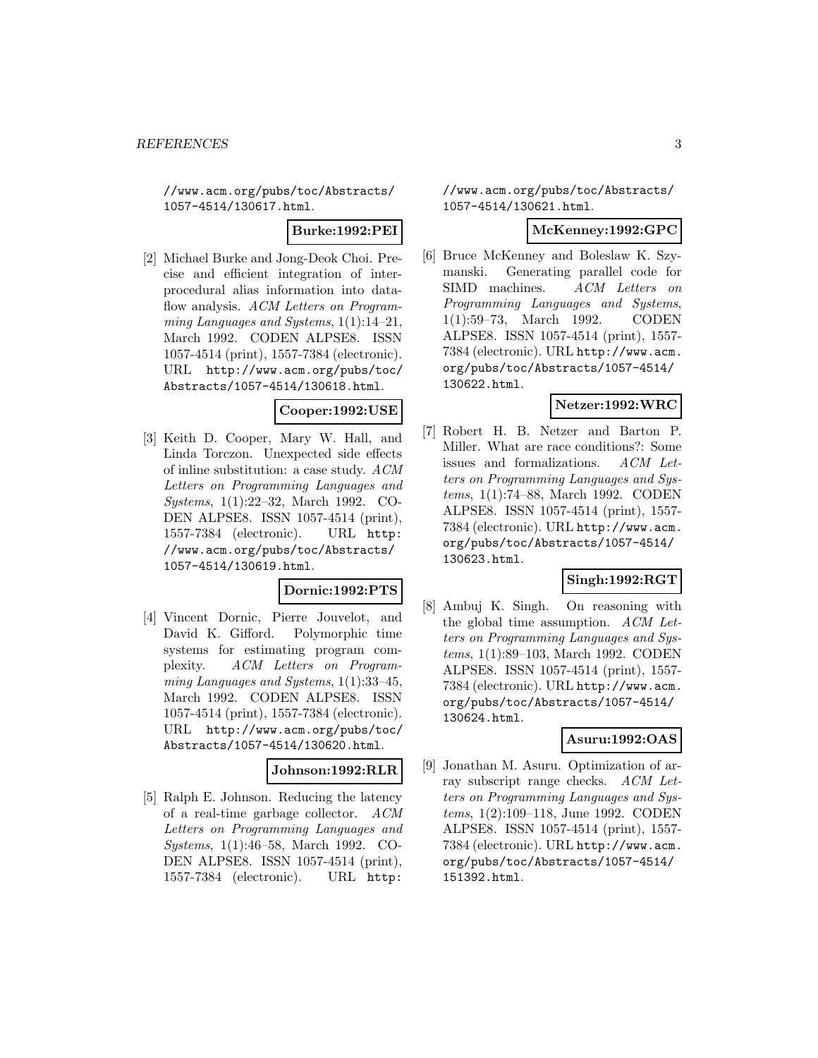//www.acm.org/pubs/toc/Abstracts/1057-4514/130617.html.

**Burke:1992:PEI**

[2] Michael Burke and Jong-Deok Choi. Precise and efficient integration of interprocedural alias information into dataflow analysis. *ACM Letters on Programming Languages and Systems*, 1(1):14–21, March 1992. CODEN ALPSE8. ISSN 1057-4514 (print), 1557-7384 (electronic). URL http://www.acm.org/pubs/toc/Abstracts/1057-4514/130618.html.

**Cooper:1992:USE**

[3] Keith D. Cooper, Mary W. Hall, and Linda Torczon. Unexpected side effects of inline substitution: a case study. *ACM Letters on Programming Languages and Systems*, 1(1):22–32, March 1992. CODEN ALPSE8. ISSN 1057-4514 (print), 1557-7384 (electronic). URL http://www.acm.org/pubs/toc/Abstracts/1057-4514/130619.html.

**Dornic:1992:PTS**

[4] Vincent Dornic, Pierre Jouvelot, and David K. Gifford. Polymorphic time systems for estimating program complexity. *ACM Letters on Programming Languages and Systems*, 1(1):33–45, March 1992. CODEN ALPSE8. ISSN 1057-4514 (print), 1557-7384 (electronic). URL http://www.acm.org/pubs/toc/Abstracts/1057-4514/130620.html.

**Johnson:1992:RLR**

[5] Ralph E. Johnson. Reducing the latency of a real-time garbage collector. *ACM Letters on Programming Languages and Systems*, 1(1):46–58, March 1992. CODEN ALPSE8. ISSN 1057-4514 (print), 1557-7384 (electronic). URL http://www.acm.org/pubs/toc/Abstracts/1057-4514/130621.html.

**McKenney:1992:GPC**

[6] Bruce McKenney and Boleslaw K. Szymanski. Generating parallel code for SIMD machines. *ACM Letters on Programming Languages and Systems*, 1(1):59–73, March 1992. CODEN ALPSE8. ISSN 1057-4514 (print), 1557-7384 (electronic). URL http://www.acm.org/pubs/toc/Abstracts/1057-4514/130622.html.

**Netzer:1992:WRC**

[7] Robert H. B. Netzer and Barton P. Miller. What are race conditions?: Some issues and formalizations. *ACM Letters on Programming Languages and Systems*, 1(1):74–88, March 1992. CODEN ALPSE8. ISSN 1057-4514 (print), 1557-7384 (electronic). URL http://www.acm.org/pubs/toc/Abstracts/1057-4514/130623.html.

**Singh:1992:RGT**

[8] Ambuj K. Singh. On reasoning with the global time assumption. *ACM Letters on Programming Languages and Systems*, 1(1):89–103, March 1992. CODEN ALPSE8. ISSN 1057-4514 (print), 1557-7384 (electronic). URL http://www.acm.org/pubs/toc/Abstracts/1057-4514/130624.html.

**Asuru:1992:OAS**

[9] Jonathan M. Asuru. Optimization of array subscript range checks. *ACM Letters on Programming Languages and Systems*, 1(2):109–118, June 1992. CODEN ALPSE8. ISSN 1057-4514 (print), 1557-7384 (electronic). URL http://www.acm.org/pubs/toc/Abstracts/1057-4514/151392.html.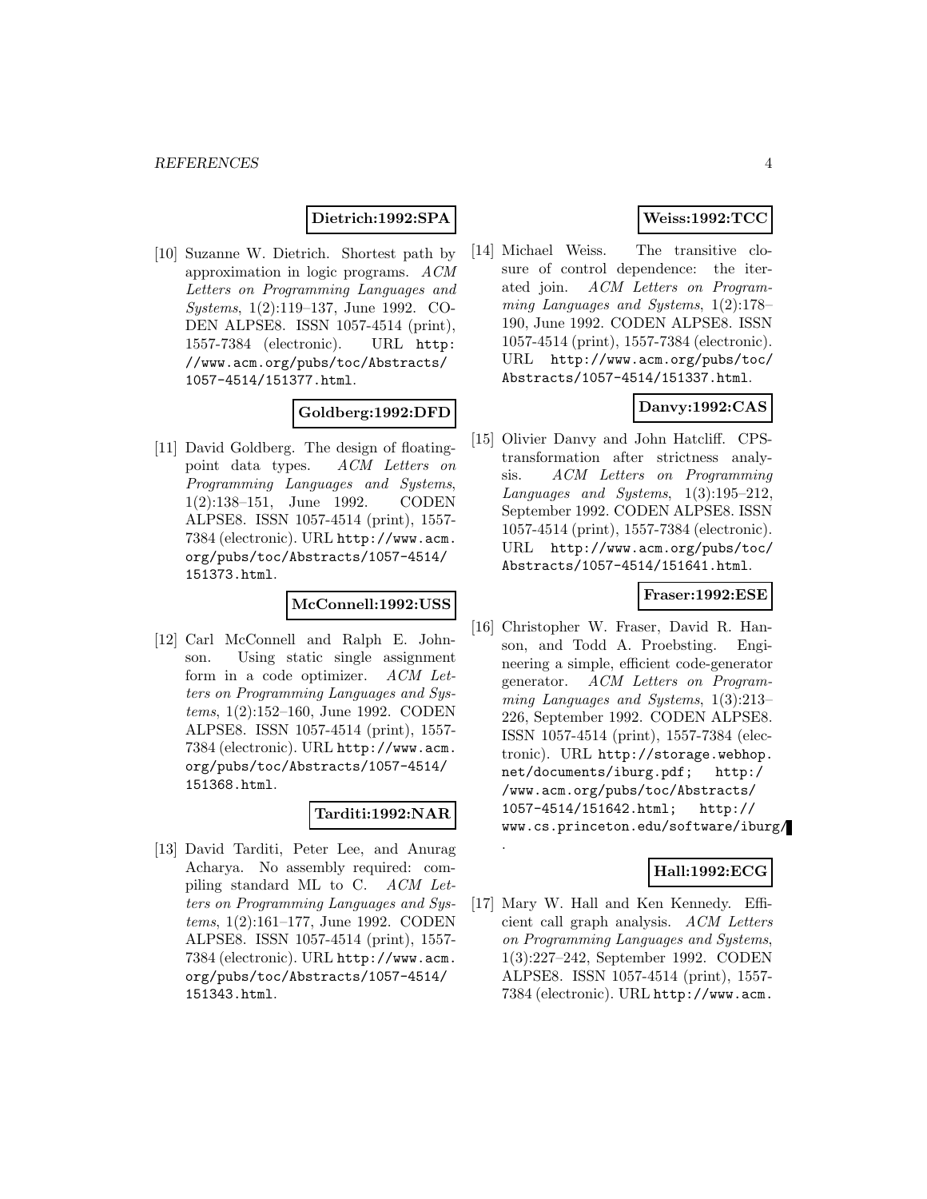**Dietrich:1992:SPA**

[10] Suzanne W. Dietrich. Shortest path by approximation in logic programs. *ACM Letters on Programming Languages and Systems*, 1(2):119–137, June 1992. CODEN ALPSE8. ISSN 1057-4514 (print), 1557-7384 (electronic). URL `http://www.acm.org/pubs/toc/Abstracts/1057-4514/151377.html`.

**Goldberg:1992:DFD**

[11] David Goldberg. The design of floating-point data types. *ACM Letters on Programming Languages and Systems*, 1(2):138–151, June 1992. CODEN ALPSE8. ISSN 1057-4514 (print), 1557-7384 (electronic). URL `http://www.acm.org/pubs/toc/Abstracts/1057-4514/151373.html`.

**McConnell:1992:USS**

[12] Carl McConnell and Ralph E. Johnson. Using static single assignment form in a code optimizer. *ACM Letters on Programming Languages and Systems*, 1(2):152–160, June 1992. CODEN ALPSE8. ISSN 1057-4514 (print), 1557-7384 (electronic). URL `http://www.acm.org/pubs/toc/Abstracts/1057-4514/151368.html`.

**Tarditi:1992:NAR**

[13] David Tarditi, Peter Lee, and Anurag Acharya. No assembly required: compiling standard ML to C. *ACM Letters on Programming Languages and Systems*, 1(2):161–177, June 1992. CODEN ALPSE8. ISSN 1057-4514 (print), 1557-7384 (electronic). URL `http://www.acm.org/pubs/toc/Abstracts/1057-4514/151343.html`.

**Weiss:1992:TCC**

[14] Michael Weiss. The transitive closure of control dependence: the iterated join. *ACM Letters on Programming Languages and Systems*, 1(2):178–190, June 1992. CODEN ALPSE8. ISSN 1057-4514 (print), 1557-7384 (electronic). URL `http://www.acm.org/pubs/toc/Abstracts/1057-4514/151337.html`.

**Danvy:1992:CAS**

[15] Olivier Danvy and John Hatcliff. CPS-transformation after strictness analysis. *ACM Letters on Programming Languages and Systems*, 1(3):195–212, September 1992. CODEN ALPSE8. ISSN 1057-4514 (print), 1557-7384 (electronic). URL `http://www.acm.org/pubs/toc/Abstracts/1057-4514/151641.html`.

**Fraser:1992:ESE**

[16] Christopher W. Fraser, David R. Hanson, and Todd A. Proebsting. Engineering a simple, efficient code-generator generator. *ACM Letters on Programming Languages and Systems*, 1(3):213–226, September 1992. CODEN ALPSE8. ISSN 1057-4514 (print), 1557-7384 (electronic). URL `http://storage.webhop.net/documents/iburg.pdf`; `http://www.acm.org/pubs/toc/Abstracts/1057-4514/151642.html`; `http://www.cs.princeton.edu/software/iburg/`.

**Hall:1992:ECG**

[17] Mary W. Hall and Ken Kennedy. Efficient call graph analysis. *ACM Letters on Programming Languages and Systems*, 1(3):227–242, September 1992. CODEN ALPSE8. ISSN 1057-4514 (print), 1557-7384 (electronic). URL `http://www.acm.`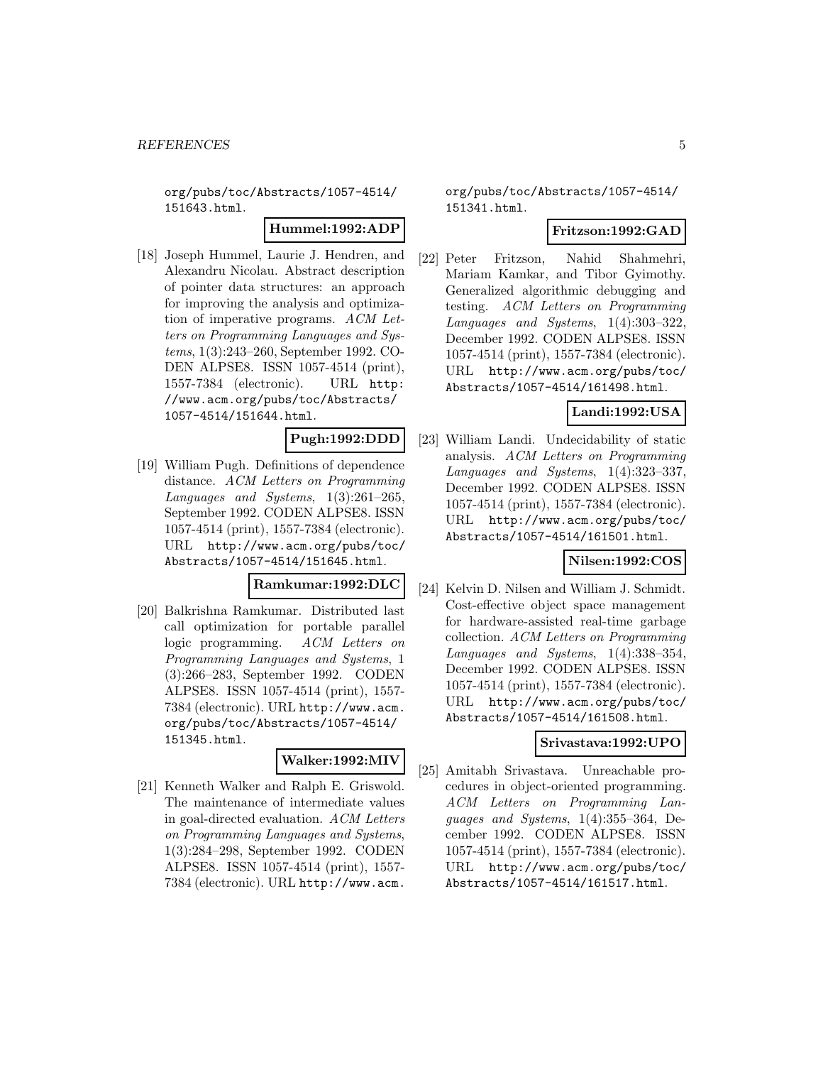org/pubs/toc/Abstracts/1057-4514/151643.html.

**Hummel:1992:ADP**

[18] Joseph Hummel, Laurie J. Hendren, and Alexandru Nicolau. Abstract description of pointer data structures: an approach for improving the analysis and optimization of imperative programs. *ACM Letters on Programming Languages and Systems*, 1(3):243–260, September 1992. CODEN ALPSE8. ISSN 1057-4514 (print), 1557-7384 (electronic). URL http://www.acm.org/pubs/toc/Abstracts/1057-4514/151644.html.

**Pugh:1992:DDD**

[19] William Pugh. Definitions of dependence distance. *ACM Letters on Programming Languages and Systems*, 1(3):261–265, September 1992. CODEN ALPSE8. ISSN 1057-4514 (print), 1557-7384 (electronic). URL http://www.acm.org/pubs/toc/Abstracts/1057-4514/151645.html.

**Ramkumar:1992:DLC**

[20] Balkrishna Ramkumar. Distributed last call optimization for portable parallel logic programming. *ACM Letters on Programming Languages and Systems*, 1(3):266–283, September 1992. CODEN ALPSE8. ISSN 1057-4514 (print), 1557-7384 (electronic). URL http://www.acm.org/pubs/toc/Abstracts/1057-4514/151345.html.

**Walker:1992:MIV**

[21] Kenneth Walker and Ralph E. Griswold. The maintenance of intermediate values in goal-directed evaluation. *ACM Letters on Programming Languages and Systems*, 1(3):284–298, September 1992. CODEN ALPSE8. ISSN 1057-4514 (print), 1557-7384 (electronic). URL http://www.acm.org/pubs/toc/Abstracts/1057-4514/151341.html.

**Fritzson:1992:GAD**

[22] Peter Fritzson, Nahid Shahmehri, Mariam Kamkar, and Tibor Gyimothy. Generalized algorithmic debugging and testing. *ACM Letters on Programming Languages and Systems*, 1(4):303–322, December 1992. CODEN ALPSE8. ISSN 1057-4514 (print), 1557-7384 (electronic). URL http://www.acm.org/pubs/toc/Abstracts/1057-4514/161498.html.

**Landi:1992:USA**

[23] William Landi. Undecidability of static analysis. *ACM Letters on Programming Languages and Systems*, 1(4):323–337, December 1992. CODEN ALPSE8. ISSN 1057-4514 (print), 1557-7384 (electronic). URL http://www.acm.org/pubs/toc/Abstracts/1057-4514/161501.html.

**Nilsen:1992:COS**

[24] Kelvin D. Nilsen and William J. Schmidt. Cost-effective object space management for hardware-assisted real-time garbage collection. *ACM Letters on Programming Languages and Systems*, 1(4):338–354, December 1992. CODEN ALPSE8. ISSN 1057-4514 (print), 1557-7384 (electronic). URL http://www.acm.org/pubs/toc/Abstracts/1057-4514/161508.html.

**Srivastava:1992:UPO**

[25] Amitabh Srivastava. Unreachable procedures in object-oriented programming. *ACM Letters on Programming Languages and Systems*, 1(4):355–364, December 1992. CODEN ALPSE8. ISSN 1057-4514 (print), 1557-7384 (electronic). URL http://www.acm.org/pubs/toc/Abstracts/1057-4514/161517.html.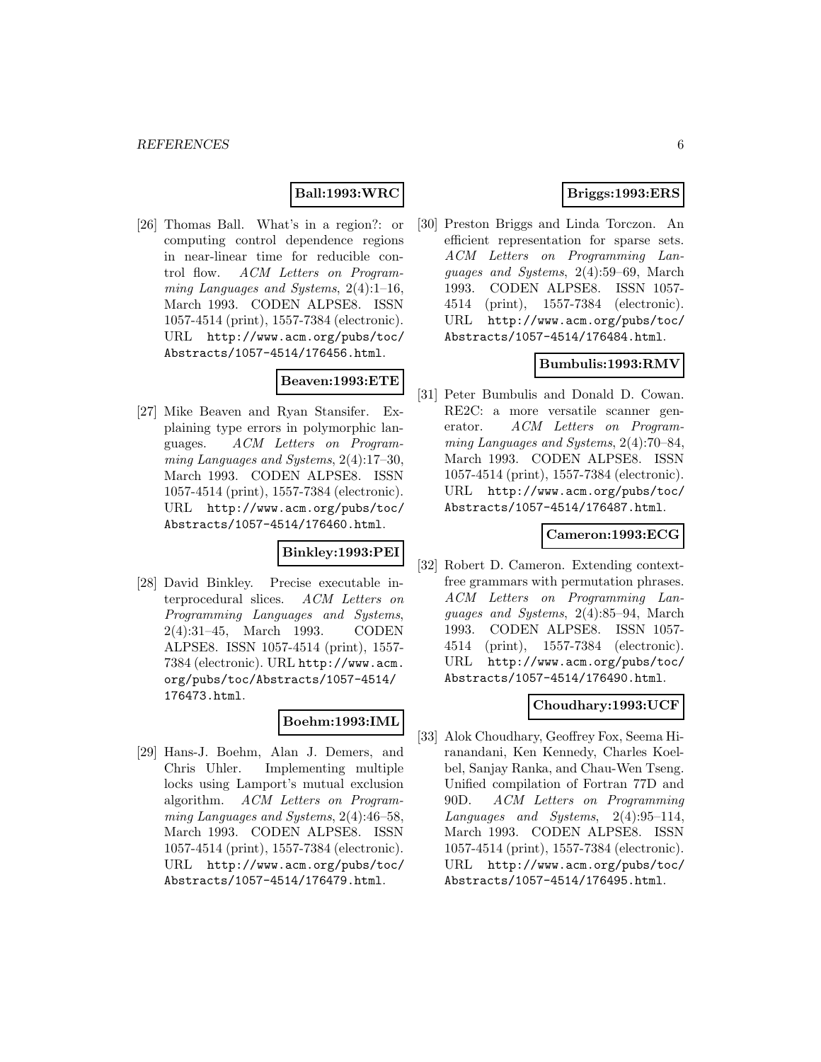**Ball:1993:WRC**

[26] Thomas Ball. What's in a region?: or computing control dependence regions in near-linear time for reducible control flow. *ACM Letters on Programming Languages and Systems*, 2(4):1–16, March 1993. CODEN ALPSE8. ISSN 1057-4514 (print), 1557-7384 (electronic). URL http://www.acm.org/pubs/toc/Abstracts/1057-4514/176456.html.

**Beaven:1993:ETE**

[27] Mike Beaven and Ryan Stansifer. Explaining type errors in polymorphic languages. *ACM Letters on Programming Languages and Systems*, 2(4):17–30, March 1993. CODEN ALPSE8. ISSN 1057-4514 (print), 1557-7384 (electronic). URL http://www.acm.org/pubs/toc/Abstracts/1057-4514/176460.html.

**Binkley:1993:PEI**

[28] David Binkley. Precise executable interprocedural slices. *ACM Letters on Programming Languages and Systems*, 2(4):31–45, March 1993. CODEN ALPSE8. ISSN 1057-4514 (print), 1557-7384 (electronic). URL http://www.acm.org/pubs/toc/Abstracts/1057-4514/176473.html.

**Boehm:1993:IML**

[29] Hans-J. Boehm, Alan J. Demers, and Chris Uhler. Implementing multiple locks using Lamport's mutual exclusion algorithm. *ACM Letters on Programming Languages and Systems*, 2(4):46–58, March 1993. CODEN ALPSE8. ISSN 1057-4514 (print), 1557-7384 (electronic). URL http://www.acm.org/pubs/toc/Abstracts/1057-4514/176479.html.

**Briggs:1993:ERS**

[30] Preston Briggs and Linda Torczon. An efficient representation for sparse sets. *ACM Letters on Programming Languages and Systems*, 2(4):59–69, March 1993. CODEN ALPSE8. ISSN 1057-4514 (print), 1557-7384 (electronic). URL http://www.acm.org/pubs/toc/Abstracts/1057-4514/176484.html.

**Bumbulis:1993:RMV**

[31] Peter Bumbulis and Donald D. Cowan. RE2C: a more versatile scanner generator. *ACM Letters on Programming Languages and Systems*, 2(4):70–84, March 1993. CODEN ALPSE8. ISSN 1057-4514 (print), 1557-7384 (electronic). URL http://www.acm.org/pubs/toc/Abstracts/1057-4514/176487.html.

**Cameron:1993:ECG**

[32] Robert D. Cameron. Extending context-free grammars with permutation phrases. *ACM Letters on Programming Languages and Systems*, 2(4):85–94, March 1993. CODEN ALPSE8. ISSN 1057-4514 (print), 1557-7384 (electronic). URL http://www.acm.org/pubs/toc/Abstracts/1057-4514/176490.html.

**Choudhary:1993:UCF**

[33] Alok Choudhary, Geoffrey Fox, Seema Hiranandani, Ken Kennedy, Charles Koelbel, Sanjay Ranka, and Chau-Wen Tseng. Unified compilation of Fortran 77D and 90D. *ACM Letters on Programming Languages and Systems*, 2(4):95–114, March 1993. CODEN ALPSE8. ISSN 1057-4514 (print), 1557-7384 (electronic). URL http://www.acm.org/pubs/toc/Abstracts/1057-4514/176495.html.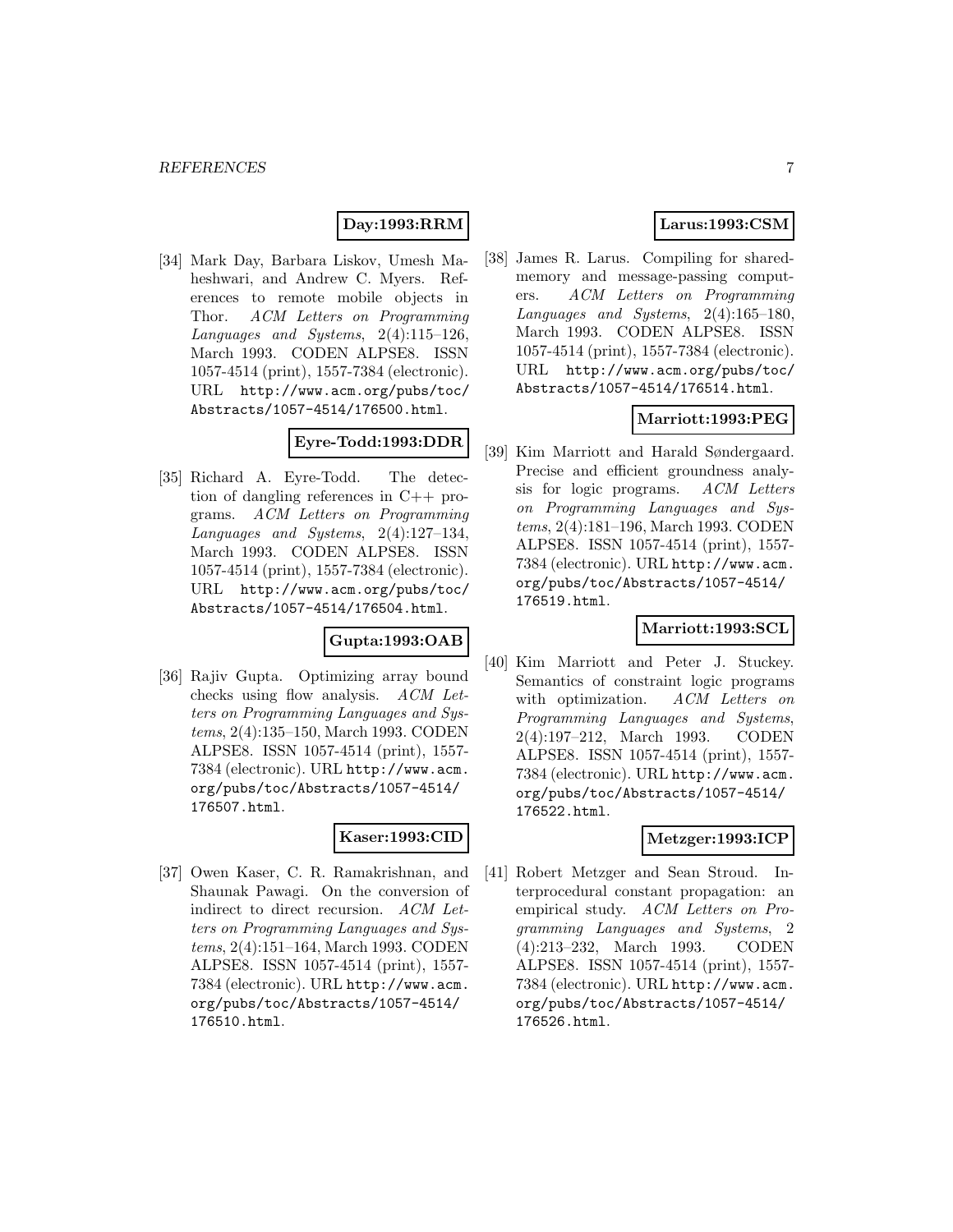**Day:1993:RRM**

[34] Mark Day, Barbara Liskov, Umesh Maheshwari, and Andrew C. Myers. References to remote mobile objects in Thor. *ACM Letters on Programming Languages and Systems*, 2(4):115–126, March 1993. CODEN ALPSE8. ISSN 1057-4514 (print), 1557-7384 (electronic). URL http://www.acm.org/pubs/toc/Abstracts/1057-4514/176500.html.

**Eyre-Todd:1993:DDR**

[35] Richard A. Eyre-Todd. The detection of dangling references in C++ programs. *ACM Letters on Programming Languages and Systems*, 2(4):127–134, March 1993. CODEN ALPSE8. ISSN 1057-4514 (print), 1557-7384 (electronic). URL http://www.acm.org/pubs/toc/Abstracts/1057-4514/176504.html.

**Gupta:1993:OAB**

[36] Rajiv Gupta. Optimizing array bound checks using flow analysis. *ACM Letters on Programming Languages and Systems*, 2(4):135–150, March 1993. CODEN ALPSE8. ISSN 1057-4514 (print), 1557-7384 (electronic). URL http://www.acm.org/pubs/toc/Abstracts/1057-4514/176507.html.

**Kaser:1993:CID**

[37] Owen Kaser, C. R. Ramakrishnan, and Shaunak Pawagi. On the conversion of indirect to direct recursion. *ACM Letters on Programming Languages and Systems*, 2(4):151–164, March 1993. CODEN ALPSE8. ISSN 1057-4514 (print), 1557-7384 (electronic). URL http://www.acm.org/pubs/toc/Abstracts/1057-4514/176510.html.

**Larus:1993:CSM**

[38] James R. Larus. Compiling for shared-memory and message-passing computers. *ACM Letters on Programming Languages and Systems*, 2(4):165–180, March 1993. CODEN ALPSE8. ISSN 1057-4514 (print), 1557-7384 (electronic). URL http://www.acm.org/pubs/toc/Abstracts/1057-4514/176514.html.

**Marriott:1993:PEG**

[39] Kim Marriott and Harald Søndergaard. Precise and efficient groundness analysis for logic programs. *ACM Letters on Programming Languages and Systems*, 2(4):181–196, March 1993. CODEN ALPSE8. ISSN 1057-4514 (print), 1557-7384 (electronic). URL http://www.acm.org/pubs/toc/Abstracts/1057-4514/176519.html.

**Marriott:1993:SCL**

[40] Kim Marriott and Peter J. Stuckey. Semantics of constraint logic programs with optimization. *ACM Letters on Programming Languages and Systems*, 2(4):197–212, March 1993. CODEN ALPSE8. ISSN 1057-4514 (print), 1557-7384 (electronic). URL http://www.acm.org/pubs/toc/Abstracts/1057-4514/176522.html.

**Metzger:1993:ICP**

[41] Robert Metzger and Sean Stroud. Interprocedural constant propagation: an empirical study. *ACM Letters on Programming Languages and Systems*, 2 (4):213–232, March 1993. CODEN ALPSE8. ISSN 1057-4514 (print), 1557-7384 (electronic). URL http://www.acm.org/pubs/toc/Abstracts/1057-4514/176526.html.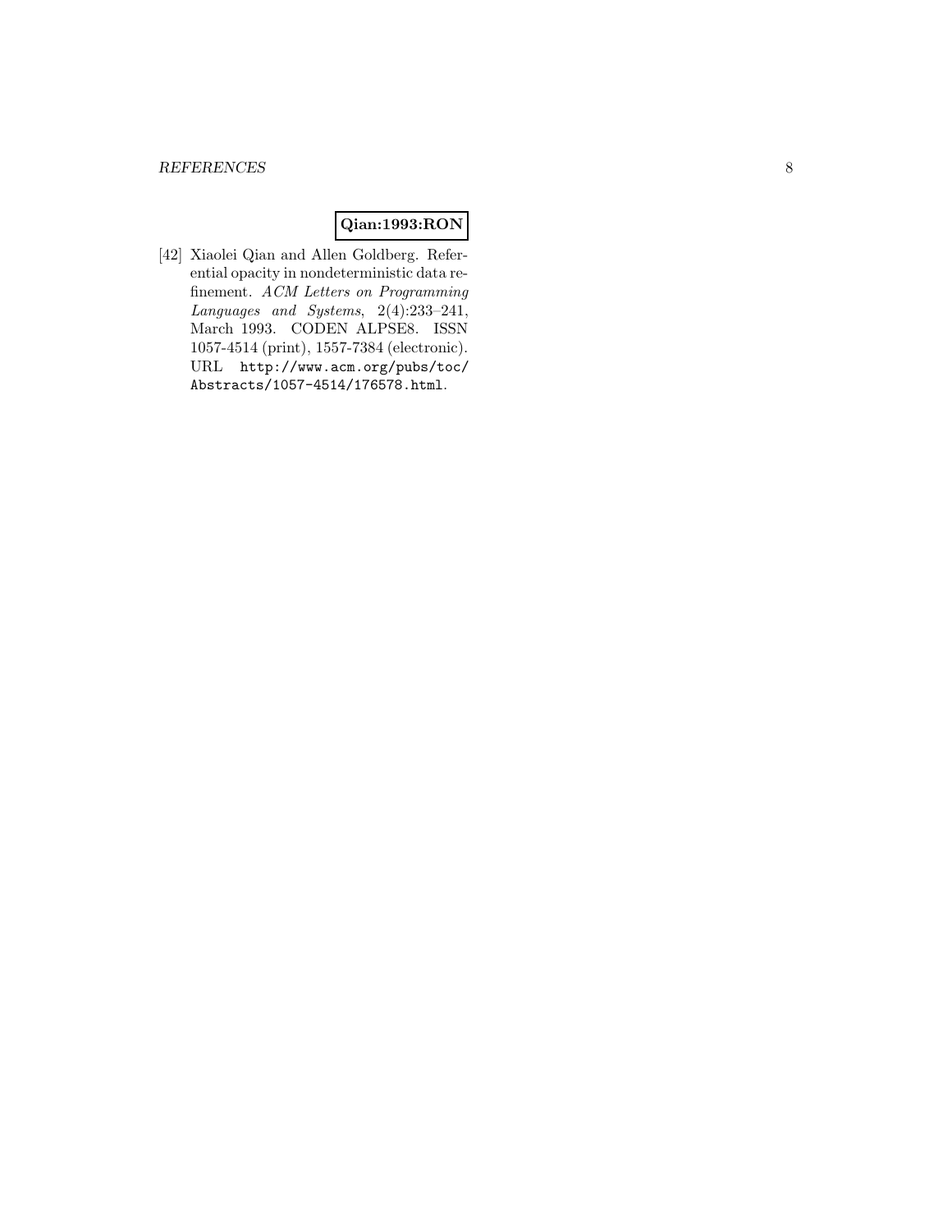**Qian:1993:RON**

[42] Xiaolei Qian and Allen Goldberg. Referential opacity in nondeterministic data refinement. *ACM Letters on Programming Languages and Systems*, 2(4):233–241, March 1993. CODEN ALPSE8. ISSN 1057-4514 (print), 1557-7384 (electronic). URL `http://www.acm.org/pubs/toc/Abstracts/1057-4514/176578.html`.